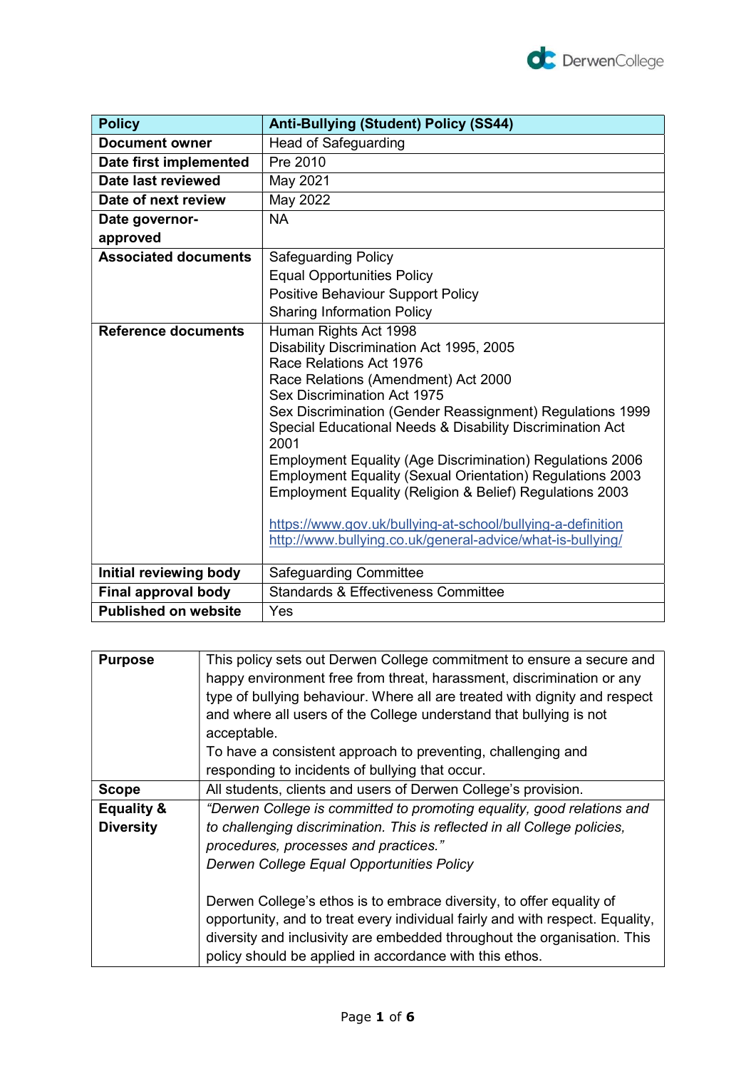| Policy | Anti-Bullying (Student) Policy (SS44) |
|---|---|
| Document owner | Head of Safeguarding |
| Date first implemented | Pre 2010 |
| Date last reviewed | May 2021 |
| Date of next review | May 2022 |
| Date governor-approved | NA |
| Associated documents | Safeguarding Policy<br>Equal Opportunities Policy<br>Positive Behaviour Support Policy<br>Sharing Information Policy |
| Reference documents | Human Rights Act 1998<br>Disability Discrimination Act 1995, 2005<br>Race Relations Act 1976<br>Race Relations (Amendment) Act 2000<br>Sex Discrimination Act 1975<br>Sex Discrimination (Gender Reassignment) Regulations 1999<br>Special Educational Needs & Disability Discrimination Act 2001<br>Employment Equality (Age Discrimination) Regulations 2006<br>Employment Equality (Sexual Orientation) Regulations 2003<br>Employment Equality (Religion & Belief) Regulations 2003<br><br>https://www.gov.uk/bullying-at-school/bullying-a-definition<br>http://www.bullying.co.uk/general-advice/what-is-bullying/ |
| Initial reviewing body | Safeguarding Committee |
| Final approval body | Standards & Effectiveness Committee |
| Published on website | Yes |

| Purpose | This policy sets out Derwen College commitment to ensure a secure and happy environment free from threat, harassment, discrimination or any type of bullying behaviour. Where all are treated with dignity and respect and where all users of the College understand that bullying is not acceptable.<br>To have a consistent approach to preventing, challenging and responding to incidents of bullying that occur. |
|---|---|
| Scope | All students, clients and users of Derwen College's provision. |
| Equality & Diversity | *"Derwen College is committed to promoting equality, good relations and to challenging discrimination. This is reflected in all College policies, procedures, processes and practices."*<br>*Derwen College Equal Opportunities Policy*<br><br>Derwen College's ethos is to embrace diversity, to offer equality of opportunity, and to treat every individual fairly and with respect. Equality, diversity and inclusivity are embedded throughout the organisation. This policy should be applied in accordance with this ethos. |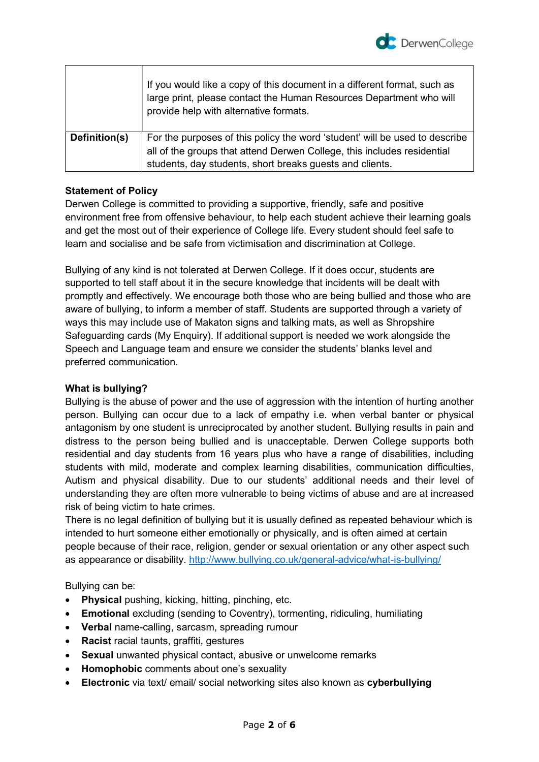| | |
|---|---|
| | If you would like a copy of this document in a different format, such as large print, please contact the Human Resources Department who will provide help with alternative formats. |
| **Definition(s)** | For the purposes of this policy the word 'student' will be used to describe all of the groups that attend Derwen College, this includes residential students, day students, short breaks guests and clients. |

**Statement of Policy**

Derwen College is committed to providing a supportive, friendly, safe and positive environment free from offensive behaviour, to help each student achieve their learning goals and get the most out of their experience of College life. Every student should feel safe to learn and socialise and be safe from victimisation and discrimination at College.

Bullying of any kind is not tolerated at Derwen College. If it does occur, students are supported to tell staff about it in the secure knowledge that incidents will be dealt with promptly and effectively. We encourage both those who are being bullied and those who are aware of bullying, to inform a member of staff. Students are supported through a variety of ways this may include use of Makaton signs and talking mats, as well as Shropshire Safeguarding cards (My Enquiry). If additional support is needed we work alongside the Speech and Language team and ensure we consider the students' blanks level and preferred communication.

**What is bullying?**

Bullying is the abuse of power and the use of aggression with the intention of hurting another person. Bullying can occur due to a lack of empathy i.e. when verbal banter or physical antagonism by one student is unreciprocated by another student. Bullying results in pain and distress to the person being bullied and is unacceptable. Derwen College supports both residential and day students from 16 years plus who have a range of disabilities, including students with mild, moderate and complex learning disabilities, communication difficulties, Autism and physical disability. Due to our students' additional needs and their level of understanding they are often more vulnerable to being victims of abuse and are at increased risk of being victim to hate crimes.

There is no legal definition of bullying but it is usually defined as repeated behaviour which is intended to hurt someone either emotionally or physically, and is often aimed at certain people because of their race, religion, gender or sexual orientation or any other aspect such as appearance or disability. http://www.bullying.co.uk/general-advice/what-is-bullying/

Bullying can be:

- **Physical** pushing, kicking, hitting, pinching, etc.
- **Emotional** excluding (sending to Coventry), tormenting, ridiculing, humiliating
- **Verbal** name-calling, sarcasm, spreading rumour
- **Racist** racial taunts, graffiti, gestures
- **Sexual** unwanted physical contact, abusive or unwelcome remarks
- **Homophobic** comments about one's sexuality
- **Electronic** via text/ email/ social networking sites also known as **cyberbullying**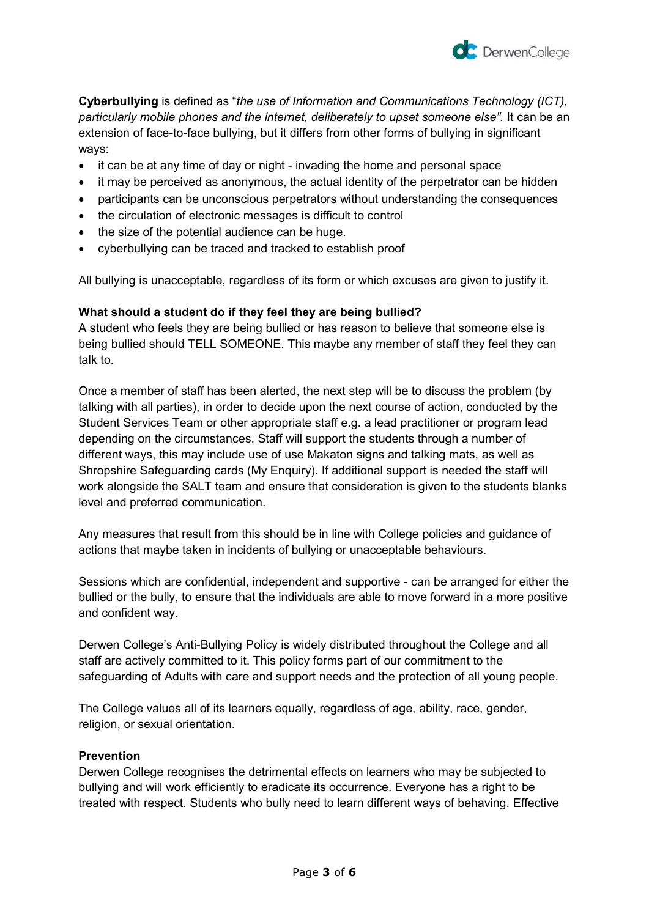**Cyberbullying** is defined as "*the use of Information and Communications Technology (ICT), particularly mobile phones and the internet, deliberately to upset someone else".* It can be an extension of face-to-face bullying, but it differs from other forms of bullying in significant ways:

- it can be at any time of day or night - invading the home and personal space
- it may be perceived as anonymous, the actual identity of the perpetrator can be hidden
- participants can be unconscious perpetrators without understanding the consequences
- the circulation of electronic messages is difficult to control
- the size of the potential audience can be huge.
- cyberbullying can be traced and tracked to establish proof

All bullying is unacceptable, regardless of its form or which excuses are given to justify it.

**What should a student do if they feel they are being bullied?**

A student who feels they are being bullied or has reason to believe that someone else is being bullied should TELL SOMEONE. This maybe any member of staff they feel they can talk to.

Once a member of staff has been alerted, the next step will be to discuss the problem (by talking with all parties), in order to decide upon the next course of action, conducted by the Student Services Team or other appropriate staff e.g. a lead practitioner or program lead depending on the circumstances. Staff will support the students through a number of different ways, this may include use of use Makaton signs and talking mats, as well as Shropshire Safeguarding cards (My Enquiry). If additional support is needed the staff will work alongside the SALT team and ensure that consideration is given to the students blanks level and preferred communication.

Any measures that result from this should be in line with College policies and guidance of actions that maybe taken in incidents of bullying or unacceptable behaviours.

Sessions which are confidential, independent and supportive - can be arranged for either the bullied or the bully, to ensure that the individuals are able to move forward in a more positive and confident way.

Derwen College's Anti-Bullying Policy is widely distributed throughout the College and all staff are actively committed to it. This policy forms part of our commitment to the safeguarding of Adults with care and support needs and the protection of all young people.

The College values all of its learners equally, regardless of age, ability, race, gender, religion, or sexual orientation.

**Prevention**

Derwen College recognises the detrimental effects on learners who may be subjected to bullying and will work efficiently to eradicate its occurrence. Everyone has a right to be treated with respect. Students who bully need to learn different ways of behaving. Effective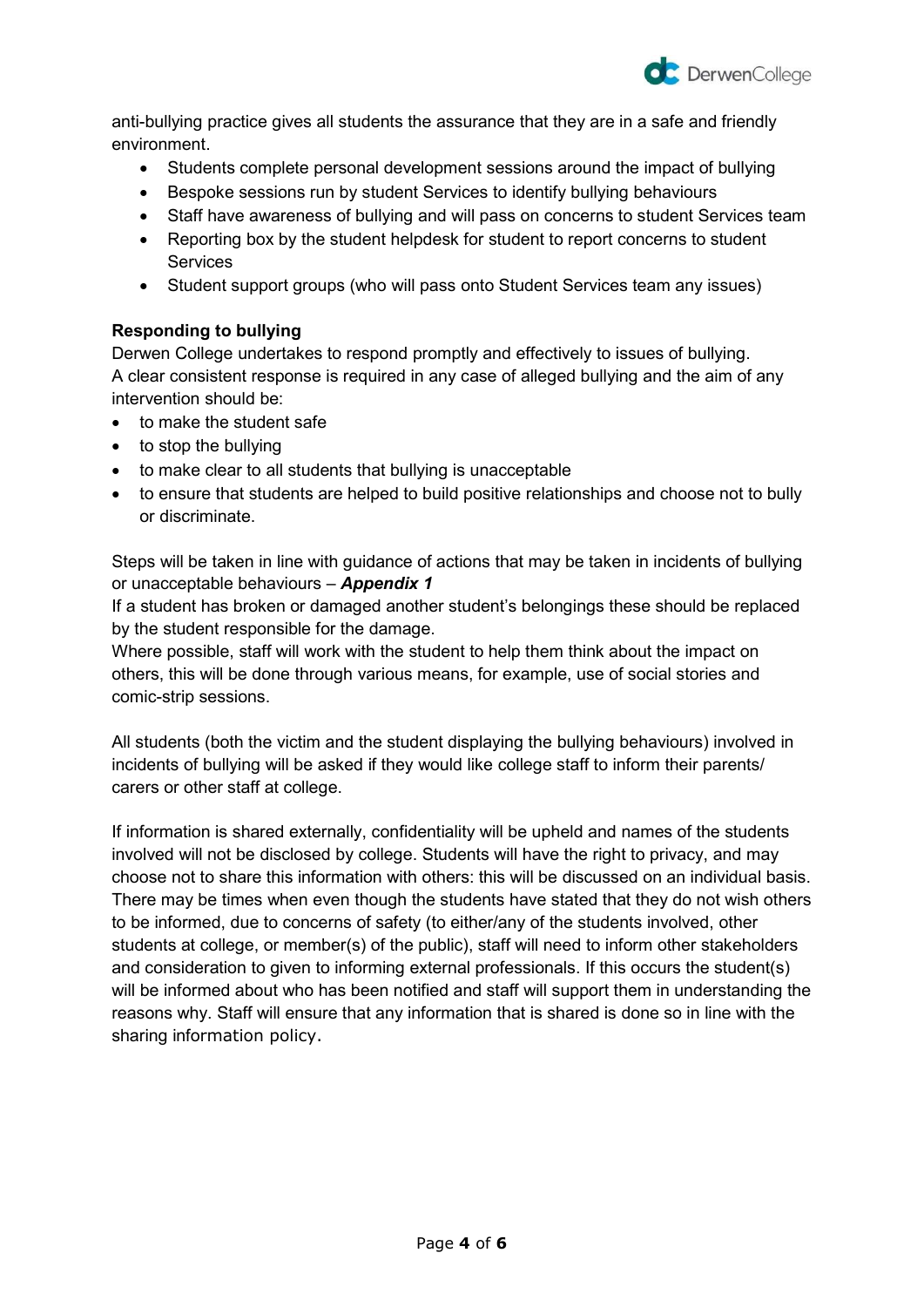anti-bullying practice gives all students the assurance that they are in a safe and friendly environment.

- Students complete personal development sessions around the impact of bullying
- Bespoke sessions run by student Services to identify bullying behaviours
- Staff have awareness of bullying and will pass on concerns to student Services team
- Reporting box by the student helpdesk for student to report concerns to student Services
- Student support groups (who will pass onto Student Services team any issues)

**Responding to bullying**

Derwen College undertakes to respond promptly and effectively to issues of bullying. A clear consistent response is required in any case of alleged bullying and the aim of any intervention should be:

- to make the student safe
- to stop the bullying
- to make clear to all students that bullying is unacceptable
- to ensure that students are helped to build positive relationships and choose not to bully or discriminate.

Steps will be taken in line with guidance of actions that may be taken in incidents of bullying or unacceptable behaviours – ***Appendix 1***

If a student has broken or damaged another student's belongings these should be replaced by the student responsible for the damage.

Where possible, staff will work with the student to help them think about the impact on others, this will be done through various means, for example, use of social stories and comic-strip sessions.

All students (both the victim and the student displaying the bullying behaviours) involved in incidents of bullying will be asked if they would like college staff to inform their parents/ carers or other staff at college.

If information is shared externally, confidentiality will be upheld and names of the students involved will not be disclosed by college. Students will have the right to privacy, and may choose not to share this information with others: this will be discussed on an individual basis. There may be times when even though the students have stated that they do not wish others to be informed, due to concerns of safety (to either/any of the students involved, other students at college, or member(s) of the public), staff will need to inform other stakeholders and consideration to given to informing external professionals. If this occurs the student(s) will be informed about who has been notified and staff will support them in understanding the reasons why. Staff will ensure that any information that is shared is done so in line with the sharing information policy.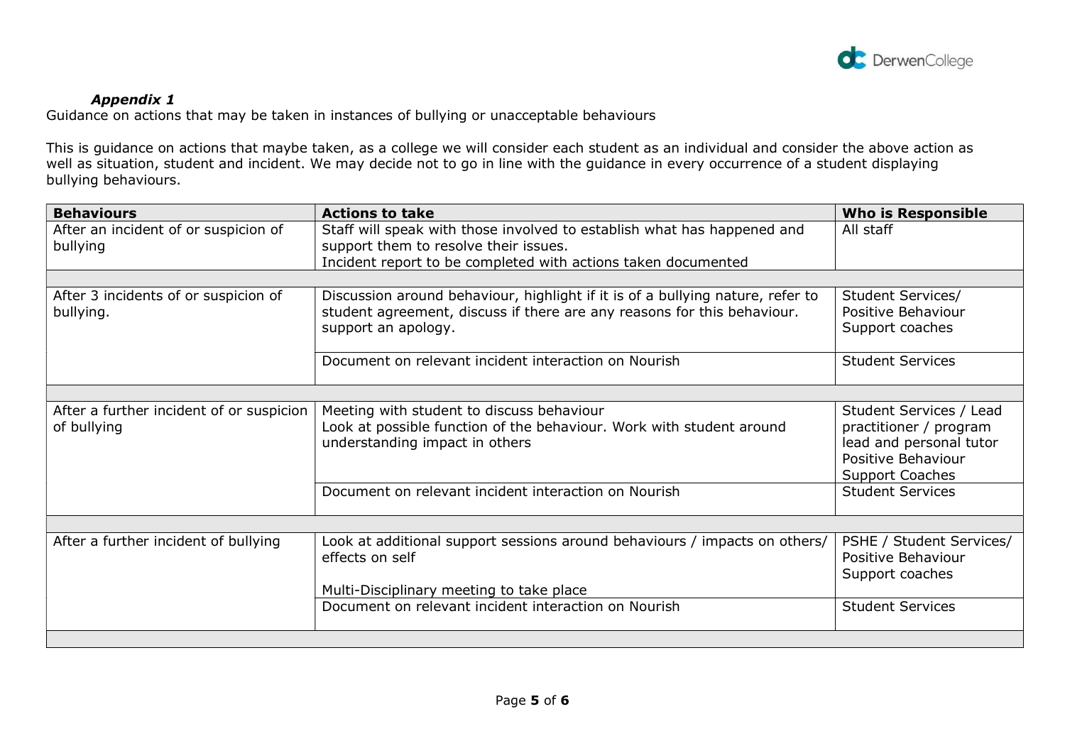***Appendix 1***

Guidance on actions that may be taken in instances of bullying or unacceptable behaviours

This is guidance on actions that maybe taken, as a college we will consider each student as an individual and consider the above action as well as situation, student and incident. We may decide not to go in line with the guidance in every occurrence of a student displaying bullying behaviours.

| **Behaviours** | **Actions to take** | **Who is Responsible** |
|---|---|---|
| After an incident of or suspicion of bullying | Staff will speak with those involved to establish what has happened and support them to resolve their issues.<br>Incident report to be completed with actions taken documented | All staff |
| | | |
| After 3 incidents of or suspicion of bullying. | Discussion around behaviour, highlight if it is of a bullying nature, refer to student agreement, discuss if there are any reasons for this behaviour. support an apology. | Student Services/ Positive Behaviour Support coaches |
| | Document on relevant incident interaction on Nourish | Student Services |
| | | |
| After a further incident of or suspicion of bullying | Meeting with student to discuss behaviour<br>Look at possible function of the behaviour. Work with student around understanding impact in others | Student Services / Lead practitioner / program lead and personal tutor Positive Behaviour Support Coaches |
| | Document on relevant incident interaction on Nourish | Student Services |
| | | |
| After a further incident of bullying | Look at additional support sessions around behaviours / impacts on others/ effects on self<br><br>Multi-Disciplinary meeting to take place | PSHE / Student Services/ Positive Behaviour Support coaches |
| | Document on relevant incident interaction on Nourish | Student Services |
| | | |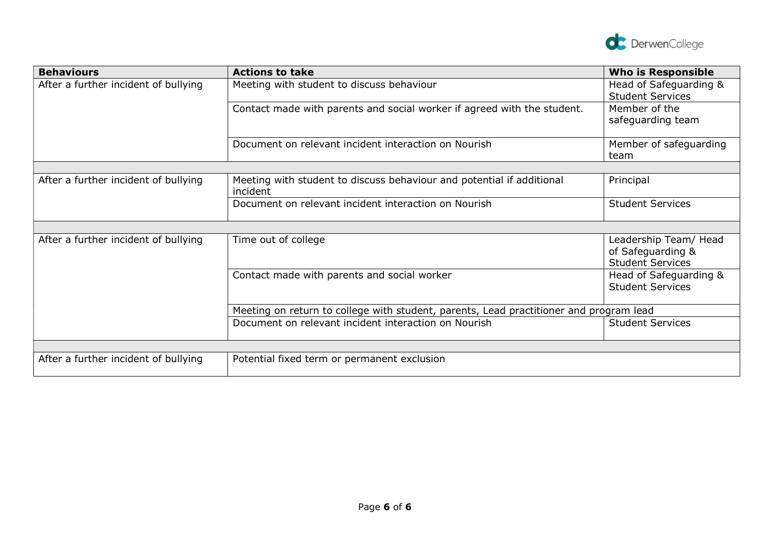| Behaviours | Actions to take | Who is Responsible |
|---|---|---|
| After a further incident of bullying | Meeting with student to discuss behaviour | Head of Safeguarding & Student Services |
| | Contact made with parents and social worker if agreed with the student. | Member of the safeguarding team |
| | Document on relevant incident interaction on Nourish | Member of safeguarding team |
| | | |
| After a further incident of bullying | Meeting with student to discuss behaviour and potential if additional incident | Principal |
| | Document on relevant incident interaction on Nourish | Student Services |
| | | |
| After a further incident of bullying | Time out of college | Leadership Team/ Head of Safeguarding & Student Services |
| | Contact made with parents and social worker | Head of Safeguarding & Student Services |
| | Meeting on return to college with student, parents, Lead practitioner and program lead | |
| | Document on relevant incident interaction on Nourish | Student Services |
| | | |
| After a further incident of bullying | Potential fixed term or permanent exclusion | |